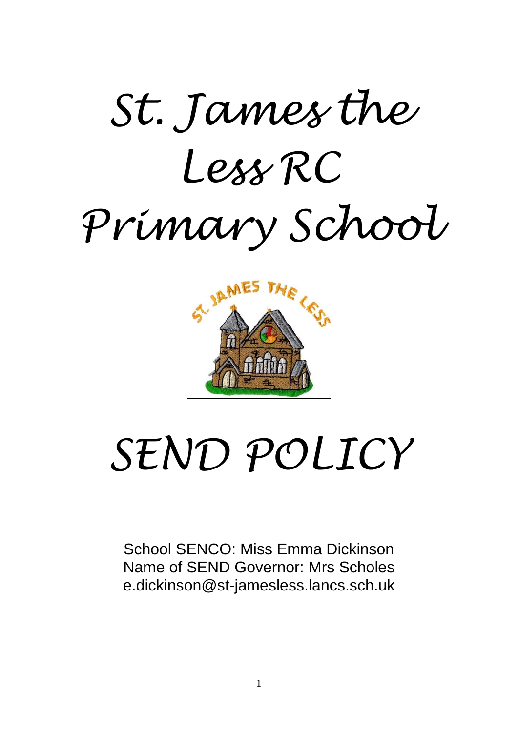# St. James the Less RC Primary School

# SEND POLICY

School SENCO: Miss Emma Dickinson
Name of SEND Governor: Mrs Scholes
e.dickinson@st-jamesless.lancs.sch.uk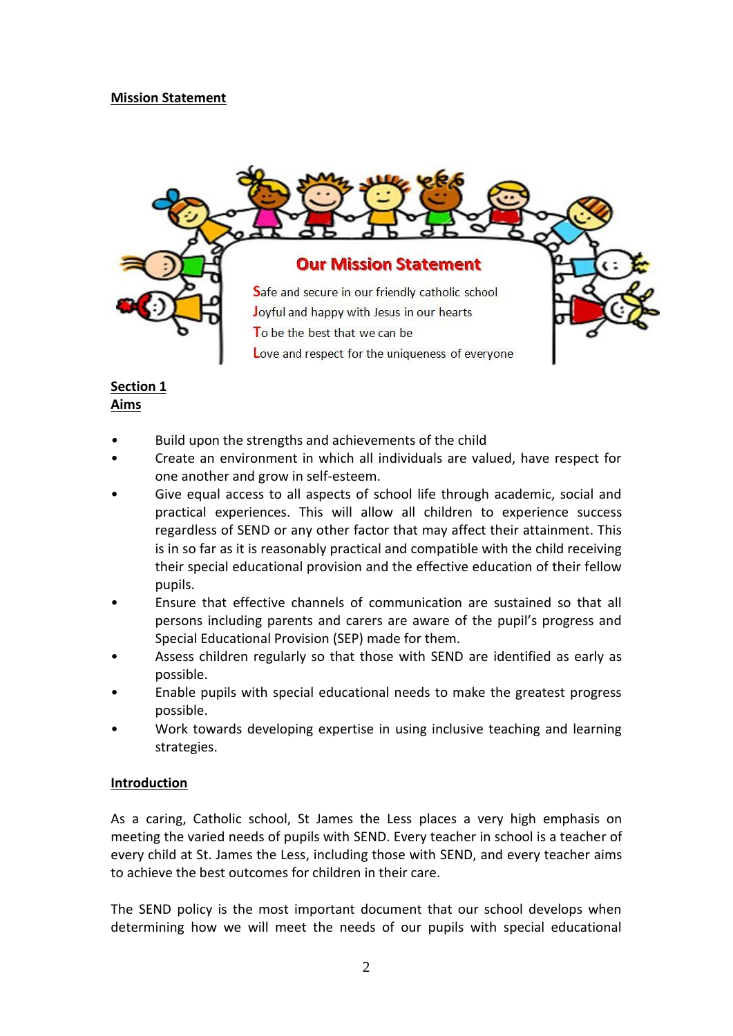**Mission Statement**

**Our Mission Statement**

**S**afe and secure in our friendly catholic school
**J**oyful and happy with Jesus in our hearts
**T**o be the best that we can be
**L**ove and respect for the uniqueness of everyone

## Section 1
## Aims

- Build upon the strengths and achievements of the child
- Create an environment in which all individuals are valued, have respect for one another and grow in self-esteem.
- Give equal access to all aspects of school life through academic, social and practical experiences. This will allow all children to experience success regardless of SEND or any other factor that may affect their attainment. This is in so far as it is reasonably practical and compatible with the child receiving their special educational provision and the effective education of their fellow pupils.
- Ensure that effective channels of communication are sustained so that all persons including parents and carers are aware of the pupil's progress and Special Educational Provision (SEP) made for them.
- Assess children regularly so that those with SEND are identified as early as possible.
- Enable pupils with special educational needs to make the greatest progress possible.
- Work towards developing expertise in using inclusive teaching and learning strategies.

## Introduction

As a caring, Catholic school, St James the Less places a very high emphasis on meeting the varied needs of pupils with SEND. Every teacher in school is a teacher of every child at St. James the Less, including those with SEND, and every teacher aims to achieve the best outcomes for children in their care.

The SEND policy is the most important document that our school develops when determining how we will meet the needs of our pupils with special educational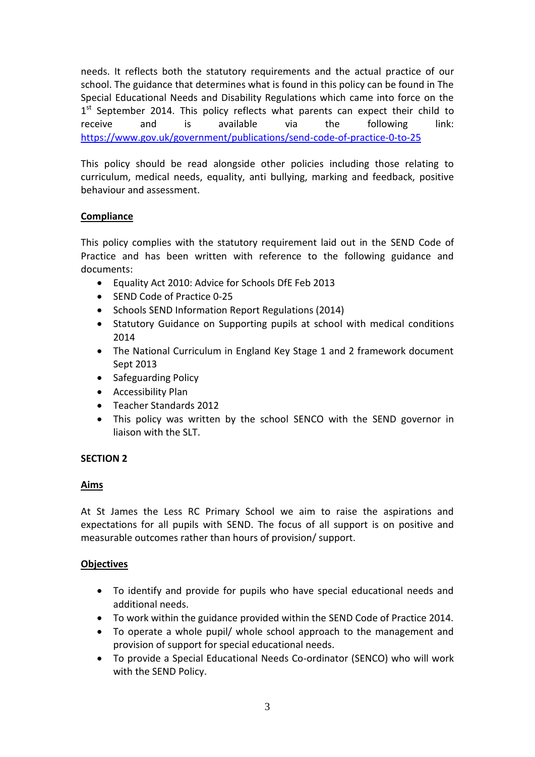needs. It reflects both the statutory requirements and the actual practice of our school. The guidance that determines what is found in this policy can be found in The Special Educational Needs and Disability Regulations which came into force on the 1st September 2014. This policy reflects what parents can expect their child to receive and is available via the following link: https://www.gov.uk/government/publications/send-code-of-practice-0-to-25

This policy should be read alongside other policies including those relating to curriculum, medical needs, equality, anti bullying, marking and feedback, positive behaviour and assessment.

**Compliance**

This policy complies with the statutory requirement laid out in the SEND Code of Practice and has been written with reference to the following guidance and documents:

- Equality Act 2010: Advice for Schools DfE Feb 2013
- SEND Code of Practice 0-25
- Schools SEND Information Report Regulations (2014)
- Statutory Guidance on Supporting pupils at school with medical conditions 2014
- The National Curriculum in England Key Stage 1 and 2 framework document Sept 2013
- Safeguarding Policy
- Accessibility Plan
- Teacher Standards 2012
- This policy was written by the school SENCO with the SEND governor in liaison with the SLT.

## SECTION 2

**Aims**

At St James the Less RC Primary School we aim to raise the aspirations and expectations for all pupils with SEND. The focus of all support is on positive and measurable outcomes rather than hours of provision/ support.

**Objectives**

- To identify and provide for pupils who have special educational needs and additional needs.
- To work within the guidance provided within the SEND Code of Practice 2014.
- To operate a whole pupil/ whole school approach to the management and provision of support for special educational needs.
- To provide a Special Educational Needs Co-ordinator (SENCO) who will work with the SEND Policy.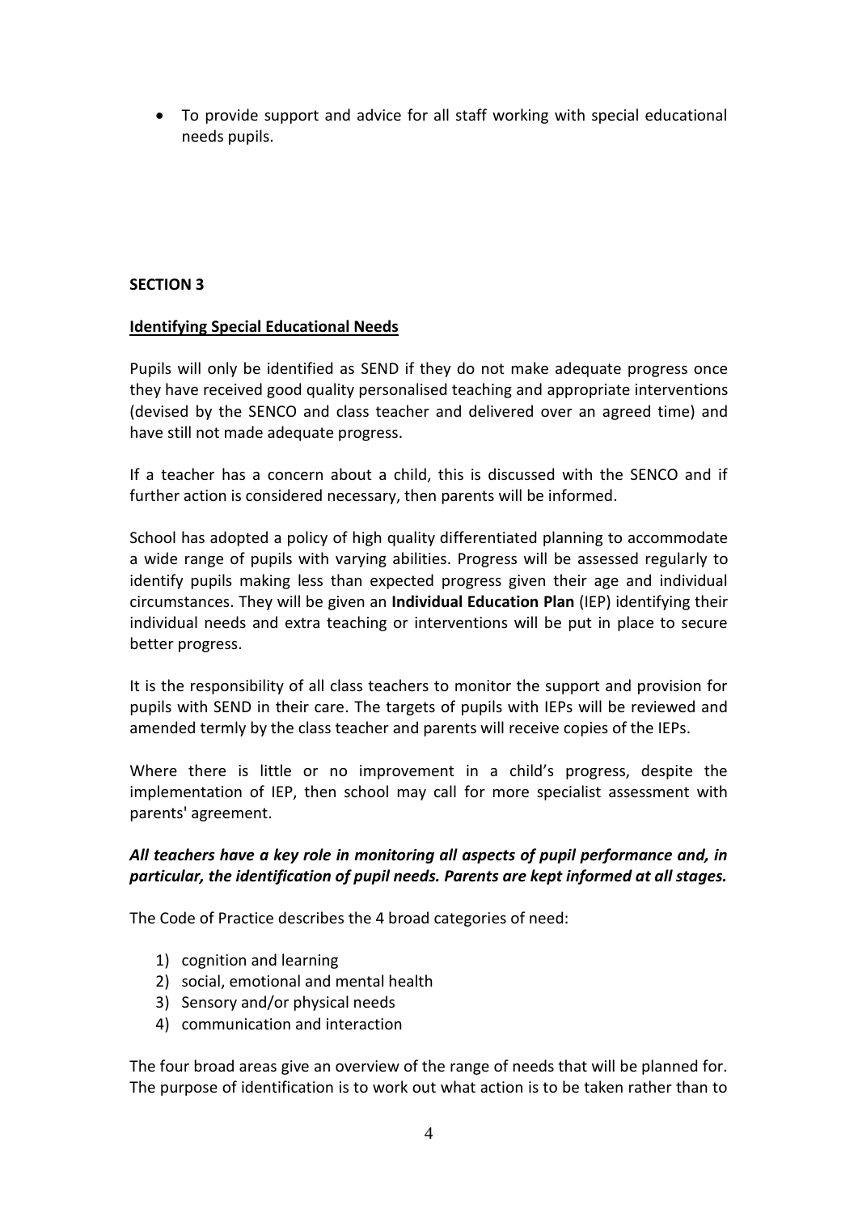- To provide support and advice for all staff working with special educational needs pupils.

**SECTION 3**

**Identifying Special Educational Needs**

Pupils will only be identified as SEND if they do not make adequate progress once they have received good quality personalised teaching and appropriate interventions (devised by the SENCO and class teacher and delivered over an agreed time) and have still not made adequate progress.

If a teacher has a concern about a child, this is discussed with the SENCO and if further action is considered necessary, then parents will be informed.

School has adopted a policy of high quality differentiated planning to accommodate a wide range of pupils with varying abilities. Progress will be assessed regularly to identify pupils making less than expected progress given their age and individual circumstances. They will be given an **Individual Education Plan** (IEP) identifying their individual needs and extra teaching or interventions will be put in place to secure better progress.

It is the responsibility of all class teachers to monitor the support and provision for pupils with SEND in their care. The targets of pupils with IEPs will be reviewed and amended termly by the class teacher and parents will receive copies of the IEPs.

Where there is little or no improvement in a child's progress, despite the implementation of IEP, then school may call for more specialist assessment with parents' agreement.

***All teachers have a key role in monitoring all aspects of pupil performance and, in particular, the identification of pupil needs. Parents are kept informed at all stages.***

The Code of Practice describes the 4 broad categories of need:

1) cognition and learning
2) social, emotional and mental health
3) Sensory and/or physical needs
4) communication and interaction

The four broad areas give an overview of the range of needs that will be planned for. The purpose of identification is to work out what action is to be taken rather than to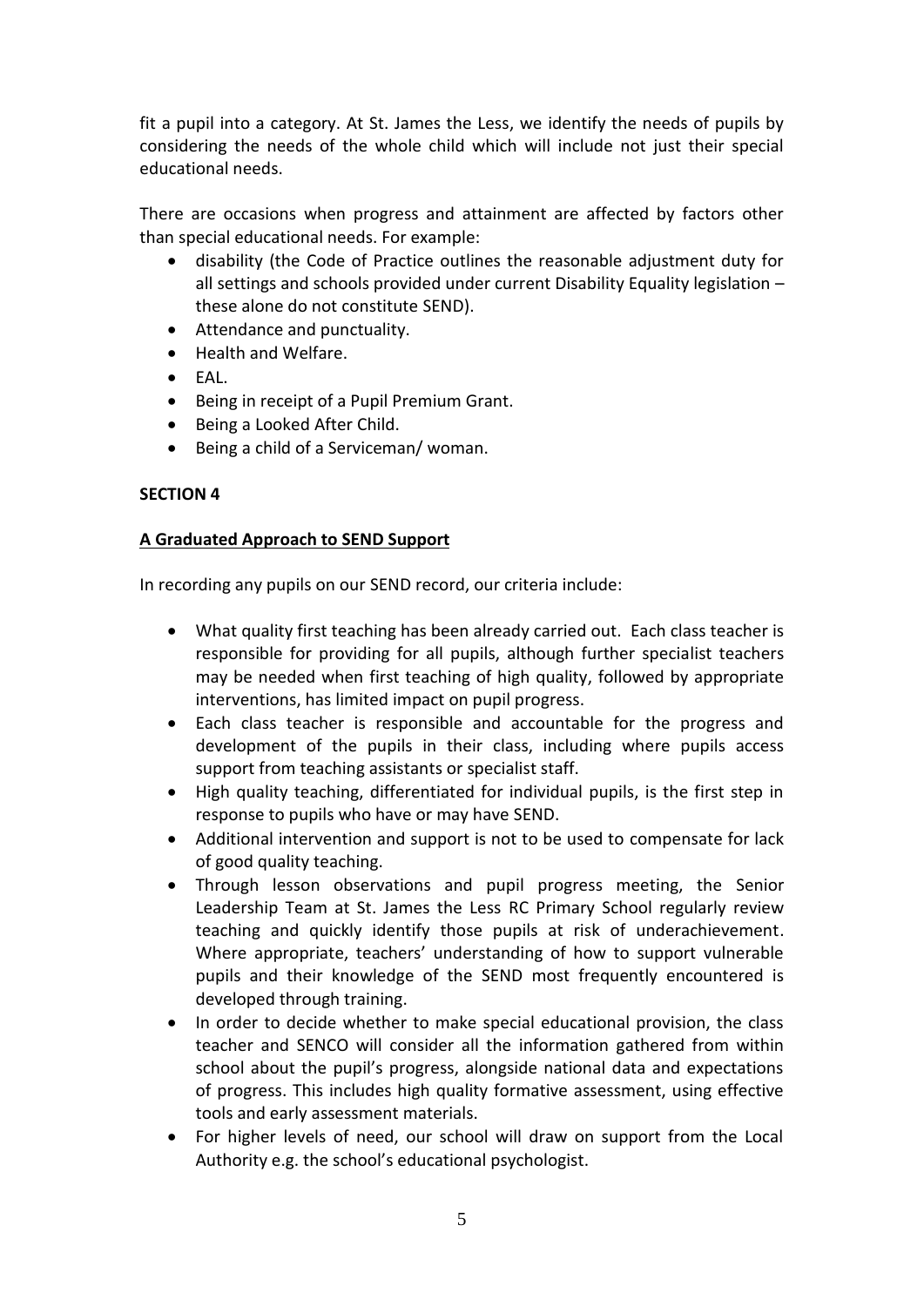fit a pupil into a category. At St. James the Less, we identify the needs of pupils by considering the needs of the whole child which will include not just their special educational needs.

There are occasions when progress and attainment are affected by factors other than special educational needs. For example:

- disability (the Code of Practice outlines the reasonable adjustment duty for all settings and schools provided under current Disability Equality legislation – these alone do not constitute SEND).
- Attendance and punctuality.
- Health and Welfare.
- EAL.
- Being in receipt of a Pupil Premium Grant.
- Being a Looked After Child.
- Being a child of a Serviceman/ woman.

**SECTION 4**

**A Graduated Approach to SEND Support**

In recording any pupils on our SEND record, our criteria include:

- What quality first teaching has been already carried out. Each class teacher is responsible for providing for all pupils, although further specialist teachers may be needed when first teaching of high quality, followed by appropriate interventions, has limited impact on pupil progress.
- Each class teacher is responsible and accountable for the progress and development of the pupils in their class, including where pupils access support from teaching assistants or specialist staff.
- High quality teaching, differentiated for individual pupils, is the first step in response to pupils who have or may have SEND.
- Additional intervention and support is not to be used to compensate for lack of good quality teaching.
- Through lesson observations and pupil progress meeting, the Senior Leadership Team at St. James the Less RC Primary School regularly review teaching and quickly identify those pupils at risk of underachievement. Where appropriate, teachers' understanding of how to support vulnerable pupils and their knowledge of the SEND most frequently encountered is developed through training.
- In order to decide whether to make special educational provision, the class teacher and SENCO will consider all the information gathered from within school about the pupil's progress, alongside national data and expectations of progress. This includes high quality formative assessment, using effective tools and early assessment materials.
- For higher levels of need, our school will draw on support from the Local Authority e.g. the school's educational psychologist.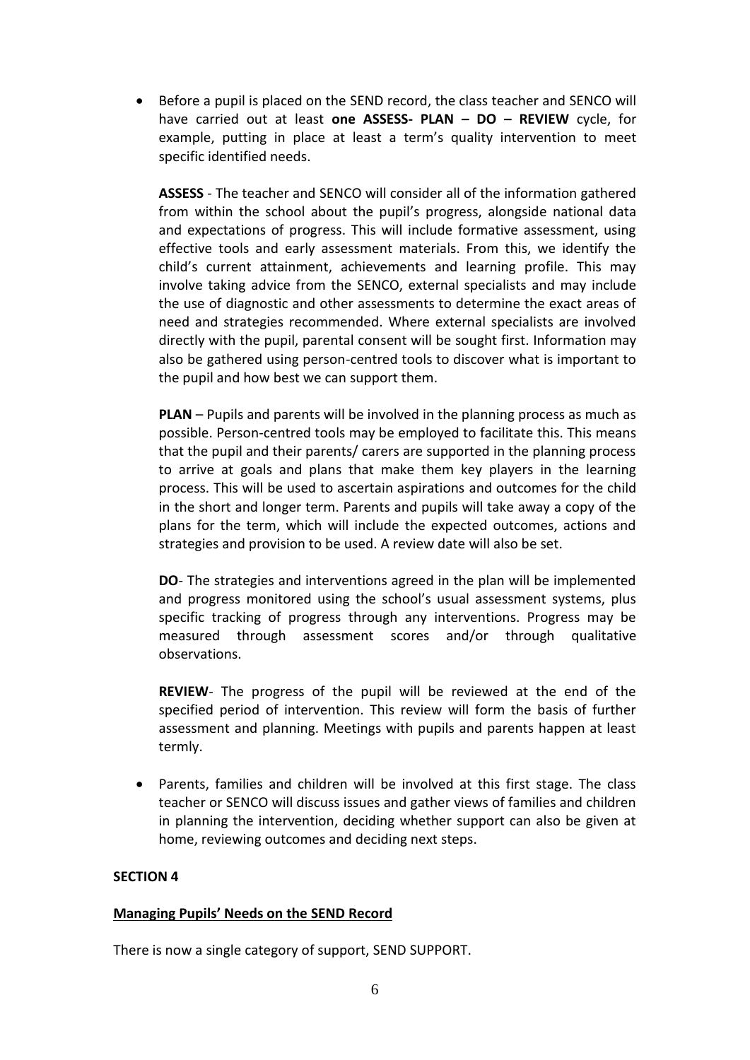- Before a pupil is placed on the SEND record, the class teacher and SENCO will have carried out at least **one ASSESS- PLAN – DO – REVIEW** cycle, for example, putting in place at least a term's quality intervention to meet specific identified needs.

  **ASSESS** - The teacher and SENCO will consider all of the information gathered from within the school about the pupil's progress, alongside national data and expectations of progress. This will include formative assessment, using effective tools and early assessment materials. From this, we identify the child's current attainment, achievements and learning profile. This may involve taking advice from the SENCO, external specialists and may include the use of diagnostic and other assessments to determine the exact areas of need and strategies recommended. Where external specialists are involved directly with the pupil, parental consent will be sought first. Information may also be gathered using person-centred tools to discover what is important to the pupil and how best we can support them.

  **PLAN** – Pupils and parents will be involved in the planning process as much as possible. Person-centred tools may be employed to facilitate this. This means that the pupil and their parents/ carers are supported in the planning process to arrive at goals and plans that make them key players in the learning process. This will be used to ascertain aspirations and outcomes for the child in the short and longer term. Parents and pupils will take away a copy of the plans for the term, which will include the expected outcomes, actions and strategies and provision to be used. A review date will also be set.

  **DO**- The strategies and interventions agreed in the plan will be implemented and progress monitored using the school's usual assessment systems, plus specific tracking of progress through any interventions. Progress may be measured through assessment scores and/or through qualitative observations.

  **REVIEW**- The progress of the pupil will be reviewed at the end of the specified period of intervention. This review will form the basis of further assessment and planning. Meetings with pupils and parents happen at least termly.

- Parents, families and children will be involved at this first stage. The class teacher or SENCO will discuss issues and gather views of families and children in planning the intervention, deciding whether support can also be given at home, reviewing outcomes and deciding next steps.

**SECTION 4**

**Managing Pupils' Needs on the SEND Record**

There is now a single category of support, SEND SUPPORT.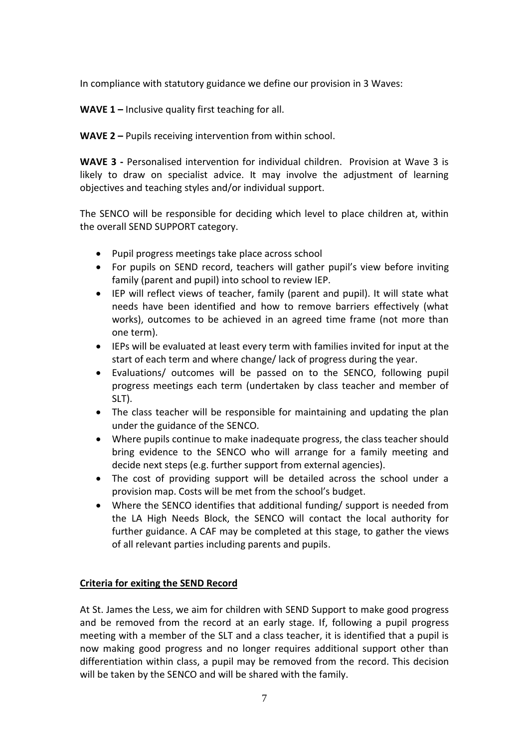In compliance with statutory guidance we define our provision in 3 Waves:

**WAVE 1 –** Inclusive quality first teaching for all.

**WAVE 2 –** Pupils receiving intervention from within school.

**WAVE 3 -** Personalised intervention for individual children. Provision at Wave 3 is likely to draw on specialist advice. It may involve the adjustment of learning objectives and teaching styles and/or individual support.

The SENCO will be responsible for deciding which level to place children at, within the overall SEND SUPPORT category.

- Pupil progress meetings take place across school
- For pupils on SEND record, teachers will gather pupil's view before inviting family (parent and pupil) into school to review IEP.
- IEP will reflect views of teacher, family (parent and pupil). It will state what needs have been identified and how to remove barriers effectively (what works), outcomes to be achieved in an agreed time frame (not more than one term).
- IEPs will be evaluated at least every term with families invited for input at the start of each term and where change/ lack of progress during the year.
- Evaluations/ outcomes will be passed on to the SENCO, following pupil progress meetings each term (undertaken by class teacher and member of SLT).
- The class teacher will be responsible for maintaining and updating the plan under the guidance of the SENCO.
- Where pupils continue to make inadequate progress, the class teacher should bring evidence to the SENCO who will arrange for a family meeting and decide next steps (e.g. further support from external agencies).
- The cost of providing support will be detailed across the school under a provision map. Costs will be met from the school's budget.
- Where the SENCO identifies that additional funding/ support is needed from the LA High Needs Block, the SENCO will contact the local authority for further guidance. A CAF may be completed at this stage, to gather the views of all relevant parties including parents and pupils.

## Criteria for exiting the SEND Record

At St. James the Less, we aim for children with SEND Support to make good progress and be removed from the record at an early stage. If, following a pupil progress meeting with a member of the SLT and a class teacher, it is identified that a pupil is now making good progress and no longer requires additional support other than differentiation within class, a pupil may be removed from the record. This decision will be taken by the SENCO and will be shared with the family.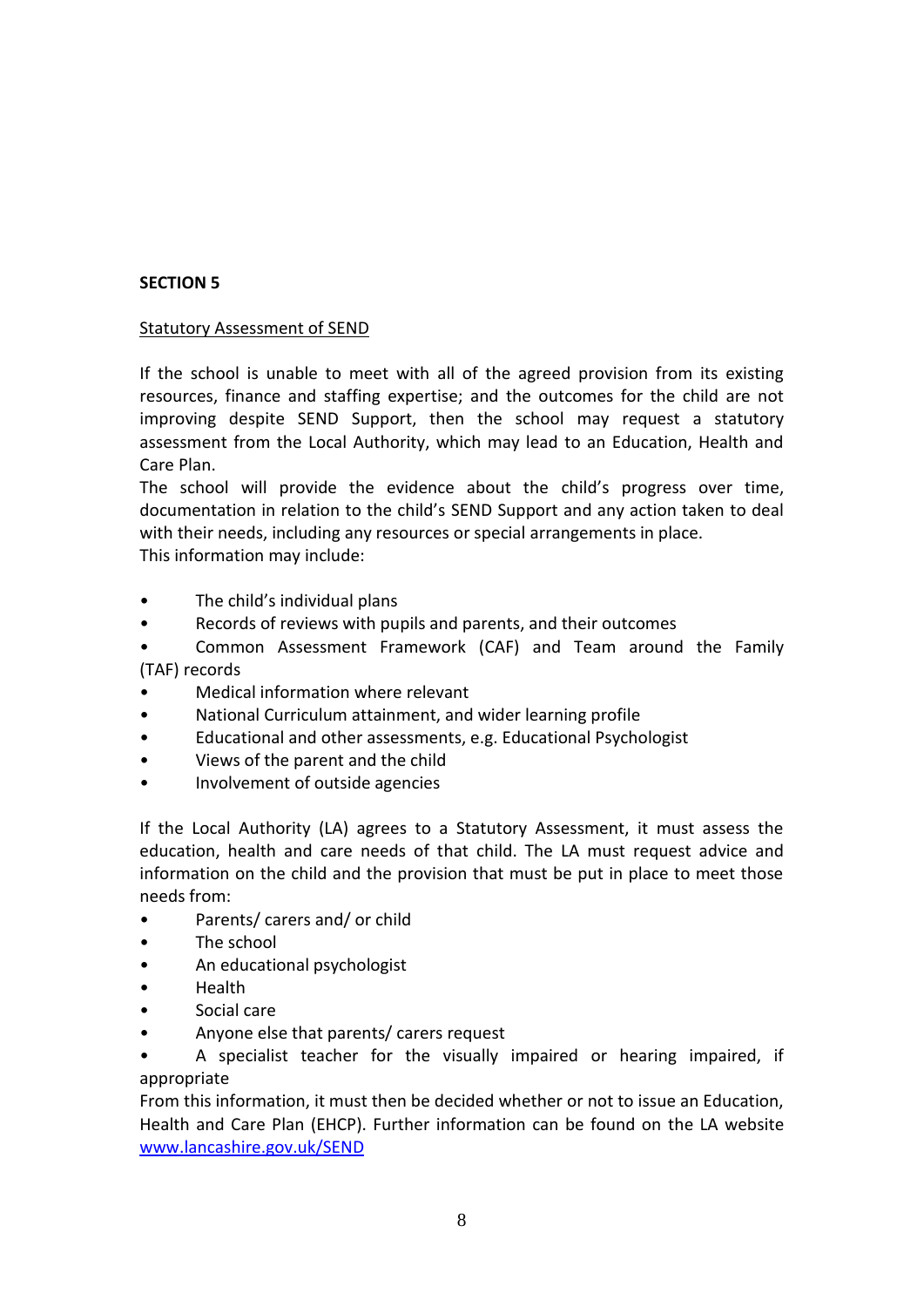## SECTION 5

Statutory Assessment of SEND

If the school is unable to meet with all of the agreed provision from its existing resources, finance and staffing expertise; and the outcomes for the child are not improving despite SEND Support, then the school may request a statutory assessment from the Local Authority, which may lead to an Education, Health and Care Plan.
The school will provide the evidence about the child's progress over time, documentation in relation to the child's SEND Support and any action taken to deal with their needs, including any resources or special arrangements in place.
This information may include:

- The child's individual plans
- Records of reviews with pupils and parents, and their outcomes
- Common Assessment Framework (CAF) and Team around the Family (TAF) records
- Medical information where relevant
- National Curriculum attainment, and wider learning profile
- Educational and other assessments, e.g. Educational Psychologist
- Views of the parent and the child
- Involvement of outside agencies

If the Local Authority (LA) agrees to a Statutory Assessment, it must assess the education, health and care needs of that child. The LA must request advice and information on the child and the provision that must be put in place to meet those needs from:

- Parents/ carers and/ or child
- The school
- An educational psychologist
- Health
- Social care
- Anyone else that parents/ carers request
- A specialist teacher for the visually impaired or hearing impaired, if appropriate

From this information, it must then be decided whether or not to issue an Education, Health and Care Plan (EHCP). Further information can be found on the LA website www.lancashire.gov.uk/SEND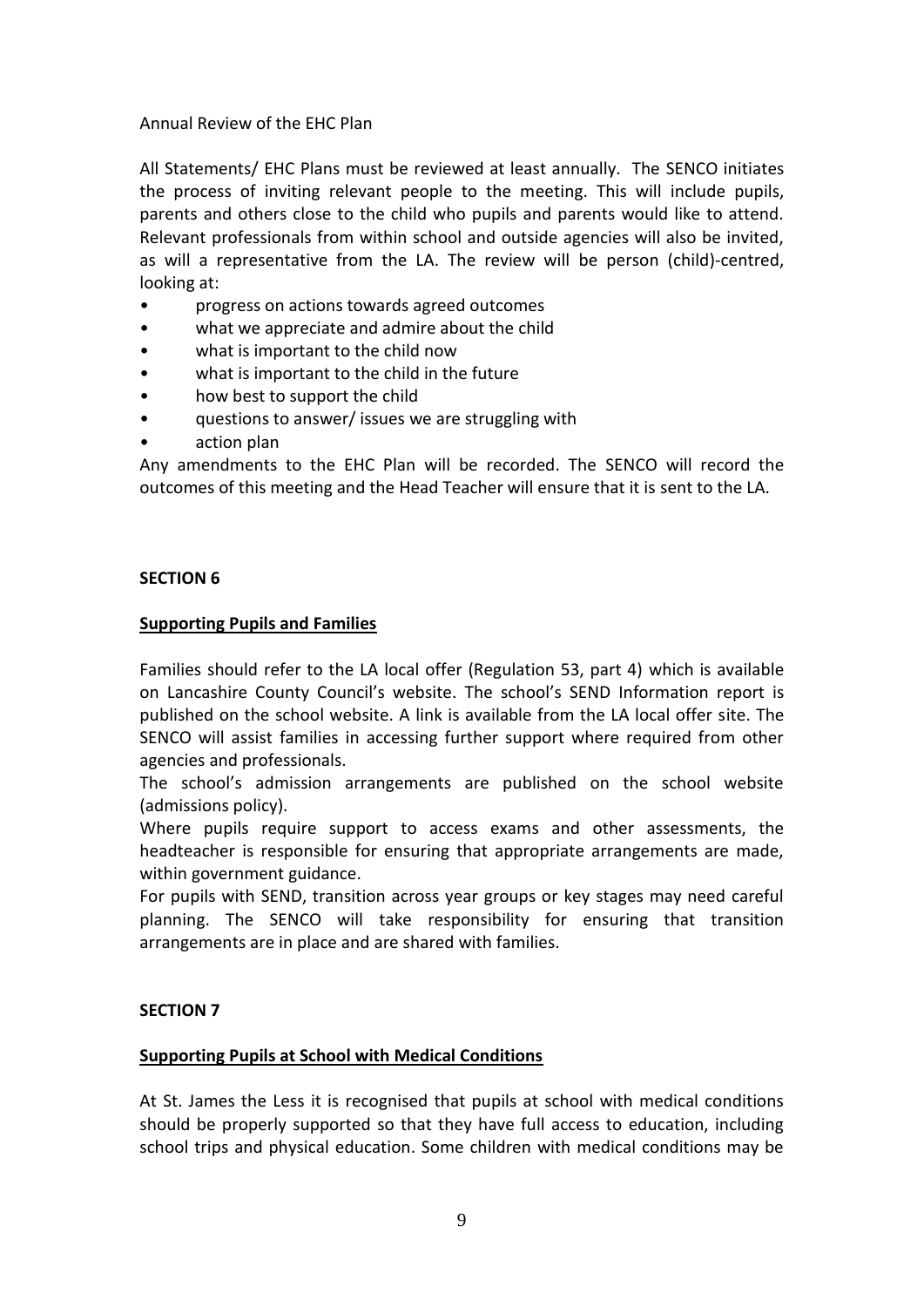Annual Review of the EHC Plan

All Statements/ EHC Plans must be reviewed at least annually. The SENCO initiates the process of inviting relevant people to the meeting. This will include pupils, parents and others close to the child who pupils and parents would like to attend. Relevant professionals from within school and outside agencies will also be invited, as will a representative from the LA. The review will be person (child)-centred, looking at:

- progress on actions towards agreed outcomes
- what we appreciate and admire about the child
- what is important to the child now
- what is important to the child in the future
- how best to support the child
- questions to answer/ issues we are struggling with
- action plan

Any amendments to the EHC Plan will be recorded. The SENCO will record the outcomes of this meeting and the Head Teacher will ensure that it is sent to the LA.

## SECTION 6

### Supporting Pupils and Families

Families should refer to the LA local offer (Regulation 53, part 4) which is available on Lancashire County Council's website. The school's SEND Information report is published on the school website. A link is available from the LA local offer site. The SENCO will assist families in accessing further support where required from other agencies and professionals.

The school's admission arrangements are published on the school website (admissions policy).

Where pupils require support to access exams and other assessments, the headteacher is responsible for ensuring that appropriate arrangements are made, within government guidance.

For pupils with SEND, transition across year groups or key stages may need careful planning. The SENCO will take responsibility for ensuring that transition arrangements are in place and are shared with families.

## SECTION 7

### Supporting Pupils at School with Medical Conditions

At St. James the Less it is recognised that pupils at school with medical conditions should be properly supported so that they have full access to education, including school trips and physical education. Some children with medical conditions may be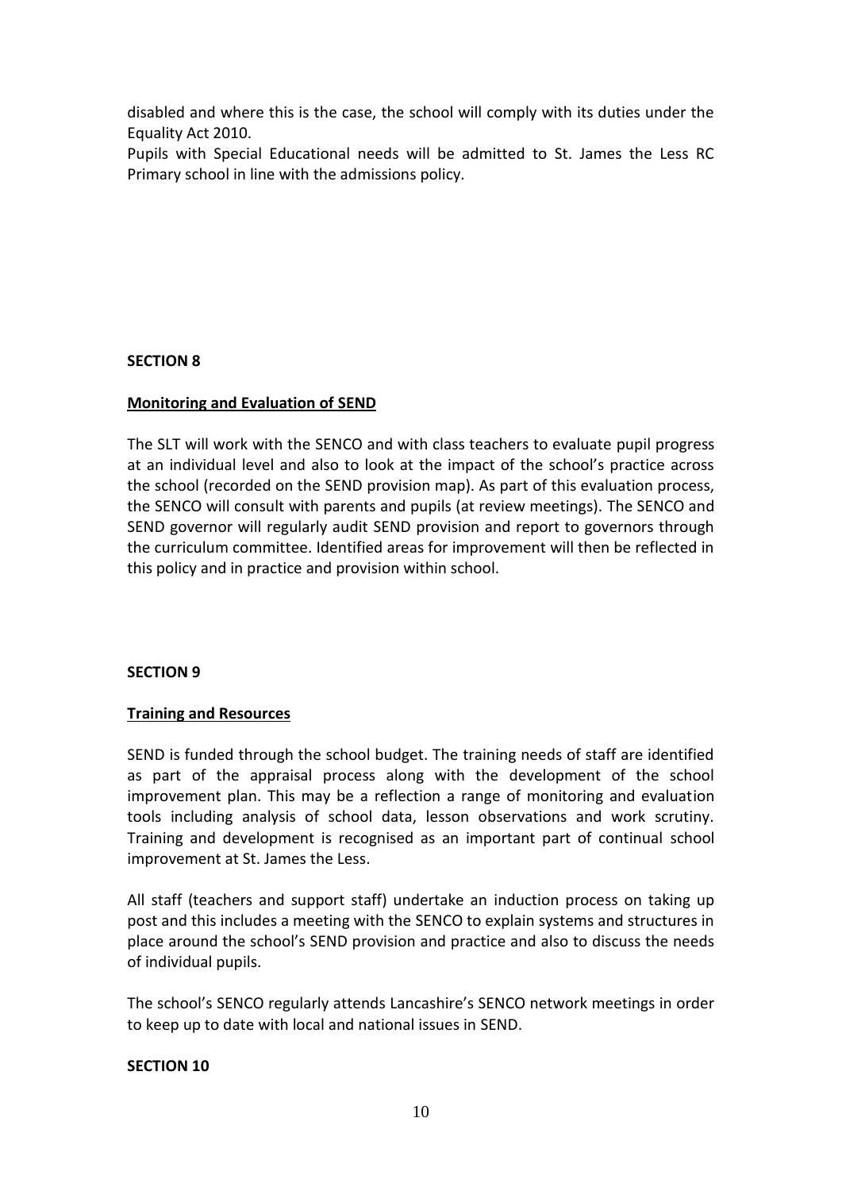disabled and where this is the case, the school will comply with its duties under the Equality Act 2010.
Pupils with Special Educational needs will be admitted to St. James the Less RC Primary school in line with the admissions policy.

**SECTION 8**

**Monitoring and Evaluation of SEND**

The SLT will work with the SENCO and with class teachers to evaluate pupil progress at an individual level and also to look at the impact of the school's practice across the school (recorded on the SEND provision map). As part of this evaluation process, the SENCO will consult with parents and pupils (at review meetings). The SENCO and SEND governor will regularly audit SEND provision and report to governors through the curriculum committee. Identified areas for improvement will then be reflected in this policy and in practice and provision within school.

**SECTION 9**

**Training and Resources**

SEND is funded through the school budget. The training needs of staff are identified as part of the appraisal process along with the development of the school improvement plan. This may be a reflection a range of monitoring and evaluation tools including analysis of school data, lesson observations and work scrutiny. Training and development is recognised as an important part of continual school improvement at St. James the Less.

All staff (teachers and support staff) undertake an induction process on taking up post and this includes a meeting with the SENCO to explain systems and structures in place around the school's SEND provision and practice and also to discuss the needs of individual pupils.

The school's SENCO regularly attends Lancashire's SENCO network meetings in order to keep up to date with local and national issues in SEND.

**SECTION 10**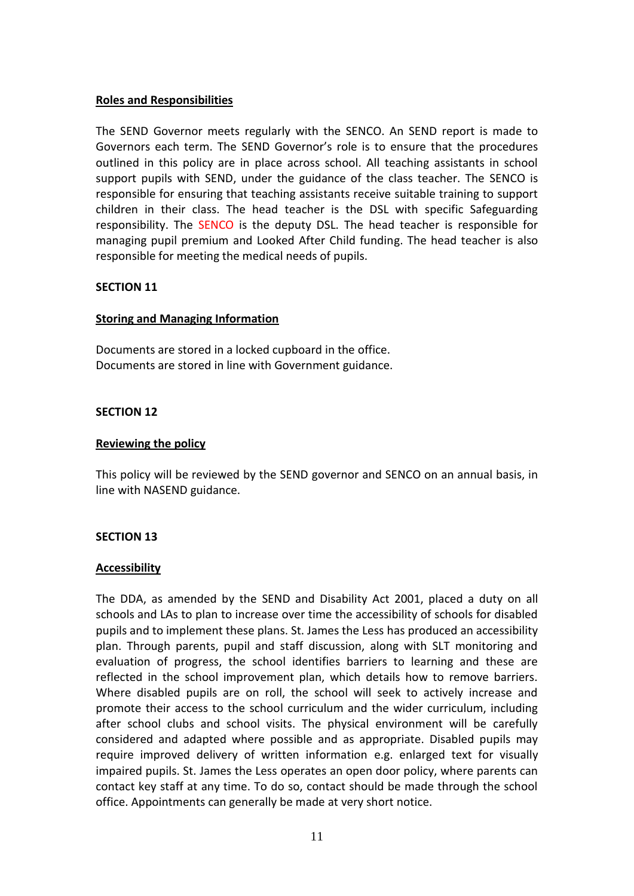**Roles and Responsibilities**

The SEND Governor meets regularly with the SENCO. An SEND report is made to Governors each term. The SEND Governor's role is to ensure that the procedures outlined in this policy are in place across school. All teaching assistants in school support pupils with SEND, under the guidance of the class teacher. The SENCO is responsible for ensuring that teaching assistants receive suitable training to support children in their class. The head teacher is the DSL with specific Safeguarding responsibility. The SENCO is the deputy DSL. The head teacher is responsible for managing pupil premium and Looked After Child funding. The head teacher is also responsible for meeting the medical needs of pupils.

**SECTION 11**

**Storing and Managing Information**

Documents are stored in a locked cupboard in the office.
Documents are stored in line with Government guidance.

**SECTION 12**

**Reviewing the policy**

This policy will be reviewed by the SEND governor and SENCO on an annual basis, in line with NASEND guidance.

**SECTION 13**

**Accessibility**

The DDA, as amended by the SEND and Disability Act 2001, placed a duty on all schools and LAs to plan to increase over time the accessibility of schools for disabled pupils and to implement these plans. St. James the Less has produced an accessibility plan. Through parents, pupil and staff discussion, along with SLT monitoring and evaluation of progress, the school identifies barriers to learning and these are reflected in the school improvement plan, which details how to remove barriers. Where disabled pupils are on roll, the school will seek to actively increase and promote their access to the school curriculum and the wider curriculum, including after school clubs and school visits. The physical environment will be carefully considered and adapted where possible and as appropriate. Disabled pupils may require improved delivery of written information e.g. enlarged text for visually impaired pupils. St. James the Less operates an open door policy, where parents can contact key staff at any time. To do so, contact should be made through the school office. Appointments can generally be made at very short notice.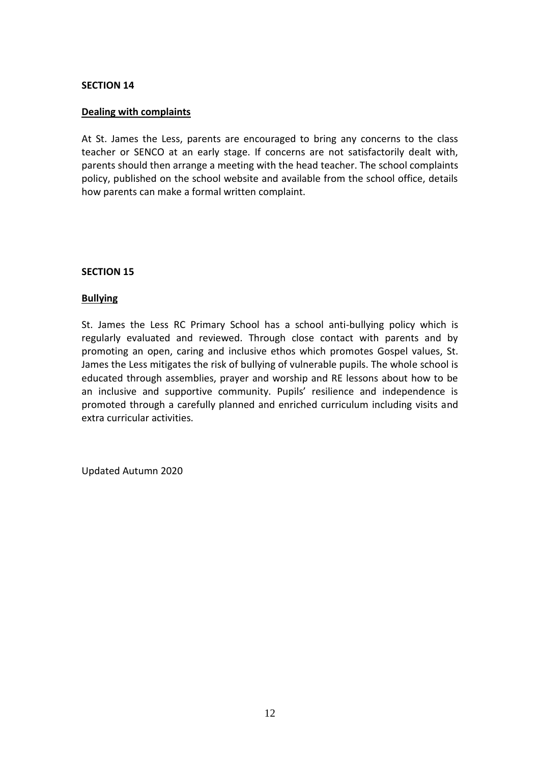**SECTION 14**

**Dealing with complaints**

At St. James the Less, parents are encouraged to bring any concerns to the class teacher or SENCO at an early stage. If concerns are not satisfactorily dealt with, parents should then arrange a meeting with the head teacher. The school complaints policy, published on the school website and available from the school office, details how parents can make a formal written complaint.

**SECTION 15**

**Bullying**

St. James the Less RC Primary School has a school anti-bullying policy which is regularly evaluated and reviewed. Through close contact with parents and by promoting an open, caring and inclusive ethos which promotes Gospel values, St. James the Less mitigates the risk of bullying of vulnerable pupils. The whole school is educated through assemblies, prayer and worship and RE lessons about how to be an inclusive and supportive community. Pupils' resilience and independence is promoted through a carefully planned and enriched curriculum including visits and extra curricular activities.

Updated Autumn 2020